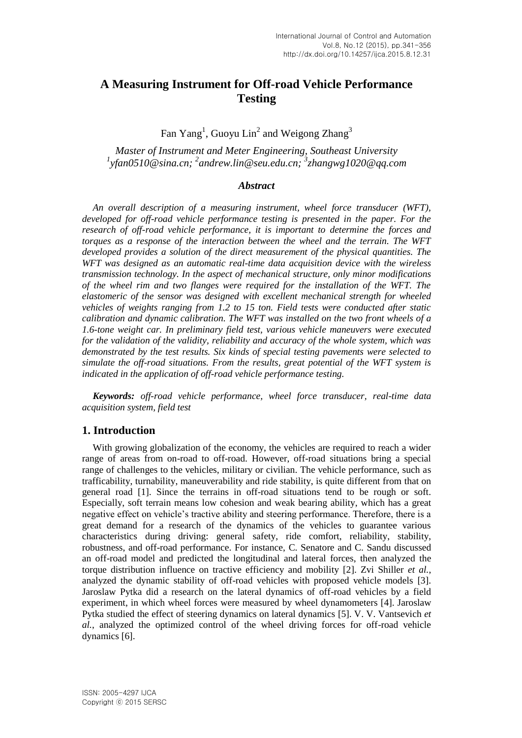# A Measuring Instrument for Off-road Vehicle Performance Testing

Fan Yang[1], Guoyu Lin[2] and Weigong Zhang[3]

*Master of Instrument and Meter Engineering, Southeast University*
*[1]yfan0510@sina.cn; [2]andrew.lin@seu.edu.cn; [3]zhangwg1020@qq.com*

### *Abstract*

*An overall description of a measuring instrument, wheel force transducer (WFT), developed for off-road vehicle performance testing is presented in the paper. For the research of off-road vehicle performance, it is important to determine the forces and torques as a response of the interaction between the wheel and the terrain. The WFT developed provides a solution of the direct measurement of the physical quantities. The WFT was designed as an automatic real-time data acquisition device with the wireless transmission technology. In the aspect of mechanical structure, only minor modifications of the wheel rim and two flanges were required for the installation of the WFT. The elastomeric of the sensor was designed with excellent mechanical strength for wheeled vehicles of weights ranging from 1.2 to 15 ton. Field tests were conducted after static calibration and dynamic calibration. The WFT was installed on the two front wheels of a 1.6-tone weight car. In preliminary field test, various vehicle maneuvers were executed for the validation of the validity, reliability and accuracy of the whole system, which was demonstrated by the test results. Six kinds of special testing pavements were selected to simulate the off-road situations. From the results, great potential of the WFT system is indicated in the application of off-road vehicle performance testing.*

***Keywords:*** *off-road vehicle performance, wheel force transducer, real-time data acquisition system, field test*

## 1. Introduction

With growing globalization of the economy, the vehicles are required to reach a wider range of areas from on-road to off-road. However, off-road situations bring a special range of challenges to the vehicles, military or civilian. The vehicle performance, such as trafficability, turnability, maneuverability and ride stability, is quite different from that on general road [1]. Since the terrains in off-road situations tend to be rough or soft. Especially, soft terrain means low cohesion and weak bearing ability, which has a great negative effect on vehicle's tractive ability and steering performance. Therefore, there is a great demand for a research of the dynamics of the vehicles to guarantee various characteristics during driving: general safety, ride comfort, reliability, stability, robustness, and off-road performance. For instance, C. Senatore and C. Sandu discussed an off-road model and predicted the longitudinal and lateral forces, then analyzed the torque distribution influence on tractive efficiency and mobility [2]. Zvi Shiller *et al.*, analyzed the dynamic stability of off-road vehicles with proposed vehicle models [3]. Jaroslaw Pytka did a research on the lateral dynamics of off-road vehicles by a field experiment, in which wheel forces were measured by wheel dynamometers [4]. Jaroslaw Pytka studied the effect of steering dynamics on lateral dynamics [5]. V. V. Vantsevich *et al.*, analyzed the optimized control of the wheel driving forces for off-road vehicle dynamics [6].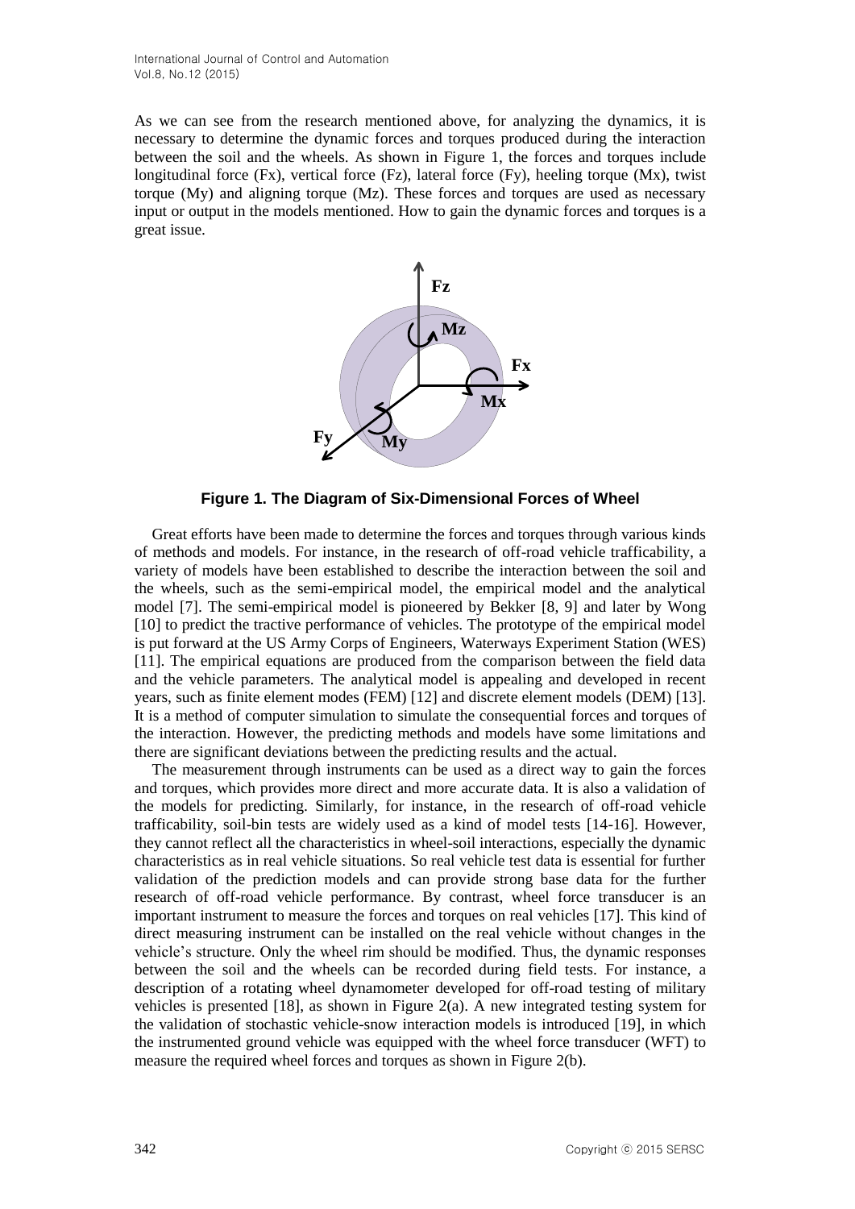As we can see from the research mentioned above, for analyzing the dynamics, it is necessary to determine the dynamic forces and torques produced during the interaction between the soil and the wheels. As shown in Figure 1, the forces and torques include longitudinal force (Fx), vertical force (Fz), lateral force (Fy), heeling torque (Mx), twist torque (My) and aligning torque (Mz). These forces and torques are used as necessary input or output in the models mentioned. How to gain the dynamic forces and torques is a great issue.

**Figure 1. The Diagram of Six-Dimensional Forces of Wheel**

Great efforts have been made to determine the forces and torques through various kinds of methods and models. For instance, in the research of off-road vehicle trafficability, a variety of models have been established to describe the interaction between the soil and the wheels, such as the semi-empirical model, the empirical model and the analytical model [7]. The semi-empirical model is pioneered by Bekker [8, 9] and later by Wong [10] to predict the tractive performance of vehicles. The prototype of the empirical model is put forward at the US Army Corps of Engineers, Waterways Experiment Station (WES) [11]. The empirical equations are produced from the comparison between the field data and the vehicle parameters. The analytical model is appealing and developed in recent years, such as finite element modes (FEM) [12] and discrete element models (DEM) [13]. It is a method of computer simulation to simulate the consequential forces and torques of the interaction. However, the predicting methods and models have some limitations and there are significant deviations between the predicting results and the actual.

The measurement through instruments can be used as a direct way to gain the forces and torques, which provides more direct and more accurate data. It is also a validation of the models for predicting. Similarly, for instance, in the research of off-road vehicle trafficability, soil-bin tests are widely used as a kind of model tests [14-16]. However, they cannot reflect all the characteristics in wheel-soil interactions, especially the dynamic characteristics as in real vehicle situations. So real vehicle test data is essential for further validation of the prediction models and can provide strong base data for the further research of off-road vehicle performance. By contrast, wheel force transducer is an important instrument to measure the forces and torques on real vehicles [17]. This kind of direct measuring instrument can be installed on the real vehicle without changes in the vehicle's structure. Only the wheel rim should be modified. Thus, the dynamic responses between the soil and the wheels can be recorded during field tests. For instance, a description of a rotating wheel dynamometer developed for off-road testing of military vehicles is presented [18], as shown in Figure 2(a). A new integrated testing system for the validation of stochastic vehicle-snow interaction models is introduced [19], in which the instrumented ground vehicle was equipped with the wheel force transducer (WFT) to measure the required wheel forces and torques as shown in Figure 2(b).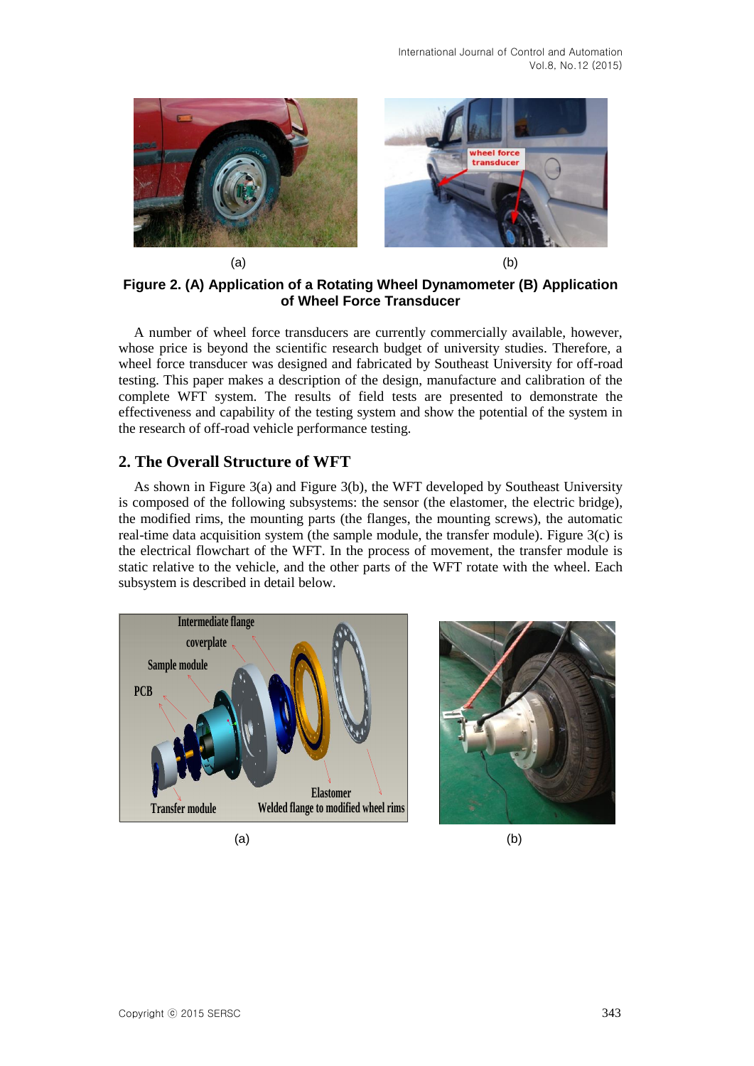(a) (b)

**Figure 2. (A) Application of a Rotating Wheel Dynamometer (B) Application of Wheel Force Transducer**

A number of wheel force transducers are currently commercially available, however, whose price is beyond the scientific research budget of university studies. Therefore, a wheel force transducer was designed and fabricated by Southeast University for off-road testing. This paper makes a description of the design, manufacture and calibration of the complete WFT system. The results of field tests are presented to demonstrate the effectiveness and capability of the testing system and show the potential of the system in the research of off-road vehicle performance testing.

## 2. The Overall Structure of WFT

As shown in Figure 3(a) and Figure 3(b), the WFT developed by Southeast University is composed of the following subsystems: the sensor (the elastomer, the electric bridge), the modified rims, the mounting parts (the flanges, the mounting screws), the automatic real-time data acquisition system (the sample module, the transfer module). Figure 3(c) is the electrical flowchart of the WFT. In the process of movement, the transfer module is static relative to the vehicle, and the other parts of the WFT rotate with the wheel. Each subsystem is described in detail below.

(a) (b)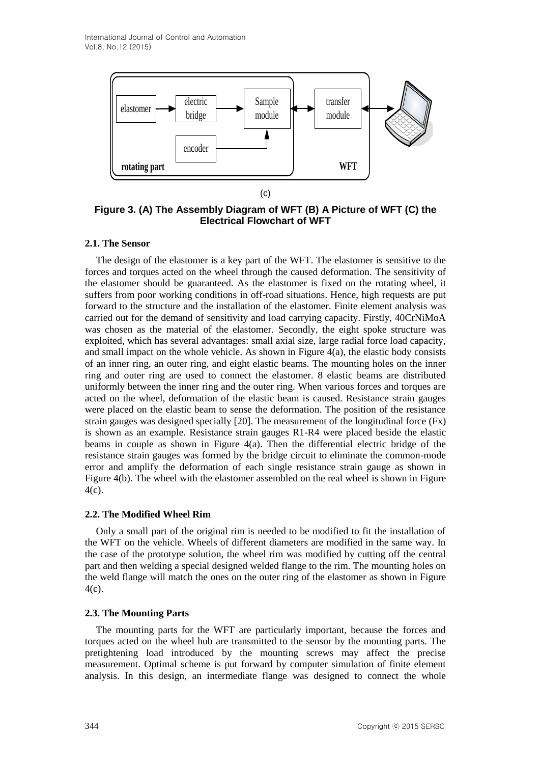(c)

**Figure 3. (A) The Assembly Diagram of WFT (B) A Picture of WFT (C) the Electrical Flowchart of WFT**

### 2.1. The Sensor

The design of the elastomer is a key part of the WFT. The elastomer is sensitive to the forces and torques acted on the wheel through the caused deformation. The sensitivity of the elastomer should be guaranteed. As the elastomer is fixed on the rotating wheel, it suffers from poor working conditions in off-road situations. Hence, high requests are put forward to the structure and the installation of the elastomer. Finite element analysis was carried out for the demand of sensitivity and load carrying capacity. Firstly, 40CrNiMoA was chosen as the material of the elastomer. Secondly, the eight spoke structure was exploited, which has several advantages: small axial size, large radial force load capacity, and small impact on the whole vehicle. As shown in Figure 4(a), the elastic body consists of an inner ring, an outer ring, and eight elastic beams. The mounting holes on the inner ring and outer ring are used to connect the elastomer. 8 elastic beams are distributed uniformly between the inner ring and the outer ring. When various forces and torques are acted on the wheel, deformation of the elastic beam is caused. Resistance strain gauges were placed on the elastic beam to sense the deformation. The position of the resistance strain gauges was designed specially [20]. The measurement of the longitudinal force ($F_x$) is shown as an example. Resistance strain gauges R1-R4 were placed beside the elastic beams in couple as shown in Figure 4(a). Then the differential electric bridge of the resistance strain gauges was formed by the bridge circuit to eliminate the common-mode error and amplify the deformation of each single resistance strain gauge as shown in Figure 4(b). The wheel with the elastomer assembled on the real wheel is shown in Figure 4(c).

### 2.2. The Modified Wheel Rim

Only a small part of the original rim is needed to be modified to fit the installation of the WFT on the vehicle. Wheels of different diameters are modified in the same way. In the case of the prototype solution, the wheel rim was modified by cutting off the central part and then welding a special designed welded flange to the rim. The mounting holes on the weld flange will match the ones on the outer ring of the elastomer as shown in Figure 4(c).

### 2.3. The Mounting Parts

The mounting parts for the WFT are particularly important, because the forces and torques acted on the wheel hub are transmitted to the sensor by the mounting parts. The pretightening load introduced by the mounting screws may affect the precise measurement. Optimal scheme is put forward by computer simulation of finite element analysis. In this design, an intermediate flange was designed to connect the whole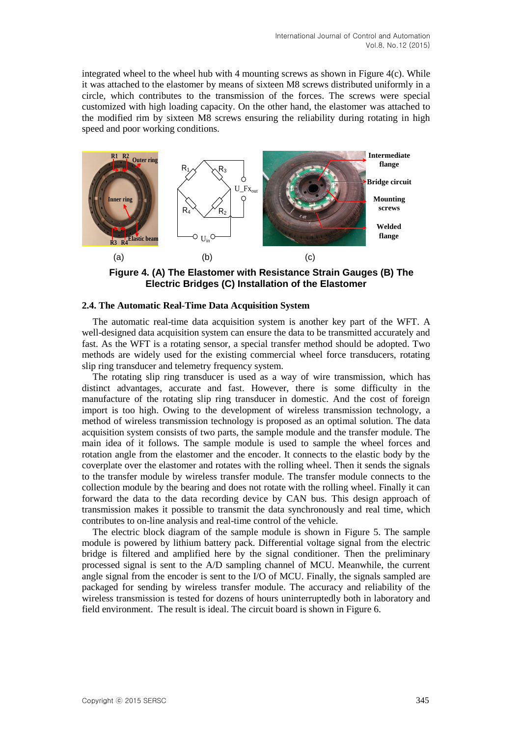integrated wheel to the wheel hub with 4 mounting screws as shown in Figure 4(c). While it was attached to the elastomer by means of sixteen M8 screws distributed uniformly in a circle, which contributes to the transmission of the forces. The screws were special customized with high loading capacity. On the other hand, the elastomer was attached to the modified rim by sixteen M8 screws ensuring the reliability during rotating in high speed and poor working conditions.

**Figure 4. (A) The Elastomer with Resistance Strain Gauges (B) The Electric Bridges (C) Installation of the Elastomer**

### 2.4. The Automatic Real-Time Data Acquisition System

The automatic real-time data acquisition system is another key part of the WFT. A well-designed data acquisition system can ensure the data to be transmitted accurately and fast. As the WFT is a rotating sensor, a special transfer method should be adopted. Two methods are widely used for the existing commercial wheel force transducers, rotating slip ring transducer and telemetry frequency system.

The rotating slip ring transducer is used as a way of wire transmission, which has distinct advantages, accurate and fast. However, there is some difficulty in the manufacture of the rotating slip ring transducer in domestic. And the cost of foreign import is too high. Owing to the development of wireless transmission technology, a method of wireless transmission technology is proposed as an optimal solution. The data acquisition system consists of two parts, the sample module and the transfer module. The main idea of it follows. The sample module is used to sample the wheel forces and rotation angle from the elastomer and the encoder. It connects to the elastic body by the coverplate over the elastomer and rotates with the rolling wheel. Then it sends the signals to the transfer module by wireless transfer module. The transfer module connects to the collection module by the bearing and does not rotate with the rolling wheel. Finally it can forward the data to the data recording device by CAN bus. This design approach of transmission makes it possible to transmit the data synchronously and real time, which contributes to on-line analysis and real-time control of the vehicle.

The electric block diagram of the sample module is shown in Figure 5. The sample module is powered by lithium battery pack. Differential voltage signal from the electric bridge is filtered and amplified here by the signal conditioner. Then the preliminary processed signal is sent to the A/D sampling channel of MCU. Meanwhile, the current angle signal from the encoder is sent to the I/O of MCU. Finally, the signals sampled are packaged for sending by wireless transfer module. The accuracy and reliability of the wireless transmission is tested for dozens of hours uninterruptedly both in laboratory and field environment. The result is ideal. The circuit board is shown in Figure 6.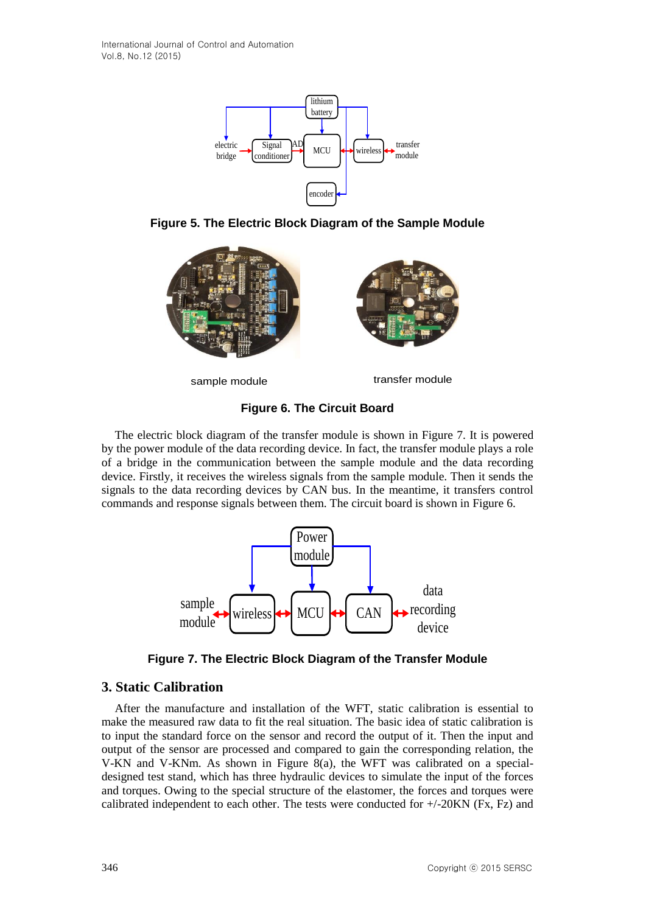Figure 5. The Electric Block Diagram of the Sample Module

sample module

transfer module

Figure 6. The Circuit Board

The electric block diagram of the transfer module is shown in Figure 7. It is powered by the power module of the data recording device. In fact, the transfer module plays a role of a bridge in the communication between the sample module and the data recording device. Firstly, it receives the wireless signals from the sample module. Then it sends the signals to the data recording devices by CAN bus. In the meantime, it transfers control commands and response signals between them. The circuit board is shown in Figure 6.

Figure 7. The Electric Block Diagram of the Transfer Module

## 3. Static Calibration

After the manufacture and installation of the WFT, static calibration is essential to make the measured raw data to fit the real situation. The basic idea of static calibration is to input the standard force on the sensor and record the output of it. Then the input and output of the sensor are processed and compared to gain the corresponding relation, the V-KN and V-KNm. As shown in Figure 8(a), the WFT was calibrated on a special-designed test stand, which has three hydraulic devices to simulate the input of the forces and torques. Owing to the special structure of the elastomer, the forces and torques were calibrated independent to each other. The tests were conducted for +/-20KN (Fx, Fz) and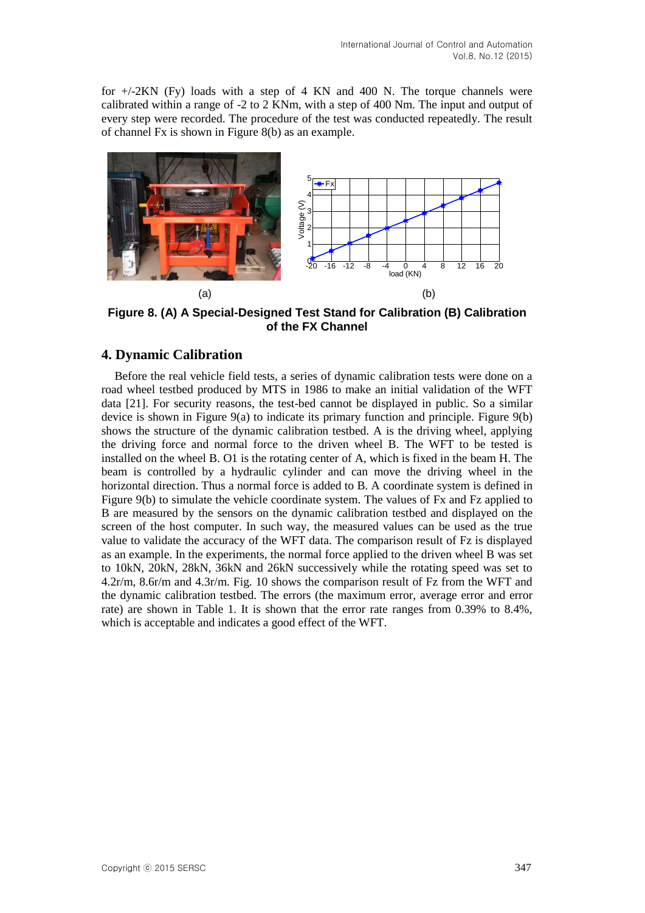for +/-2KN (Fy) loads with a step of 4 KN and 400 N. The torque channels were calibrated within a range of -2 to 2 KNm, with a step of 400 Nm. The input and output of every step were recorded. The procedure of the test was conducted repeatedly. The result of channel Fx is shown in Figure 8(b) as an example.

(a) (b)

**Figure 8. (A) A Special-Designed Test Stand for Calibration (B) Calibration of the FX Channel**

## 4. Dynamic Calibration

Before the real vehicle field tests, a series of dynamic calibration tests were done on a road wheel testbed produced by MTS in 1986 to make an initial validation of the WFT data [21]. For security reasons, the test-bed cannot be displayed in public. So a similar device is shown in Figure 9(a) to indicate its primary function and principle. Figure 9(b) shows the structure of the dynamic calibration testbed. A is the driving wheel, applying the driving force and normal force to the driven wheel B. The WFT to be tested is installed on the wheel B. O1 is the rotating center of A, which is fixed in the beam H. The beam is controlled by a hydraulic cylinder and can move the driving wheel in the horizontal direction. Thus a normal force is added to B. A coordinate system is defined in Figure 9(b) to simulate the vehicle coordinate system. The values of Fx and Fz applied to B are measured by the sensors on the dynamic calibration testbed and displayed on the screen of the host computer. In such way, the measured values can be used as the true value to validate the accuracy of the WFT data. The comparison result of Fz is displayed as an example. In the experiments, the normal force applied to the driven wheel B was set to 10kN, 20kN, 28kN, 36kN and 26kN successively while the rotating speed was set to 4.2r/m, 8.6r/m and 4.3r/m. Fig. 10 shows the comparison result of Fz from the WFT and the dynamic calibration testbed. The errors (the maximum error, average error and error rate) are shown in Table 1. It is shown that the error rate ranges from 0.39% to 8.4%, which is acceptable and indicates a good effect of the WFT.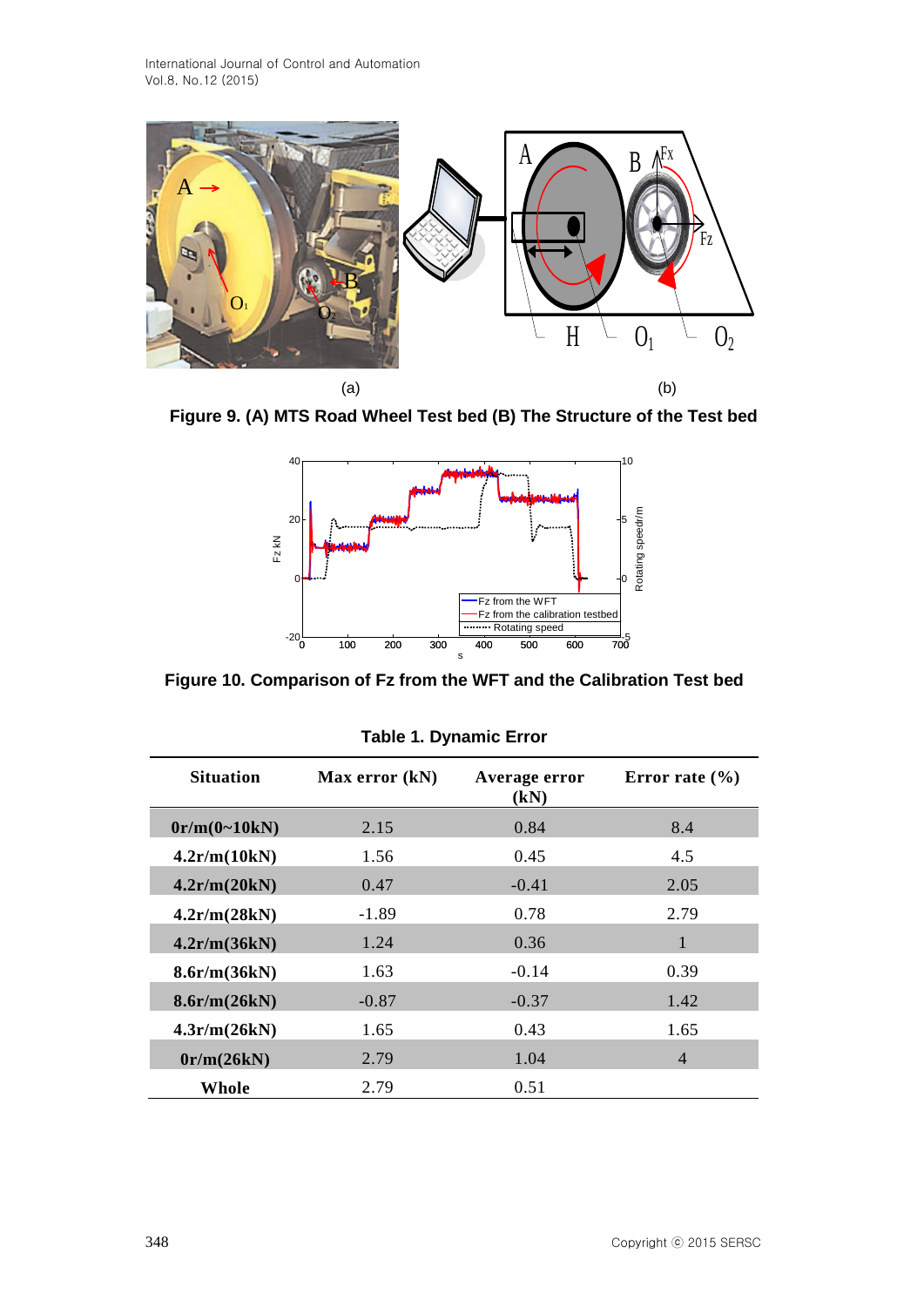(a) (b)

**Figure 9. (A) MTS Road Wheel Test bed (B) The Structure of the Test bed**

**Figure 10. Comparison of Fz from the WFT and the Calibration Test bed**

**Table 1. Dynamic Error**

| Situation | Max error (kN) | Average error (kN) | Error rate (%) |
|---|---|---|---|
| **0r/m(0~10kN)** | 2.15 | 0.84 | 8.4 |
| **4.2r/m(10kN)** | 1.56 | 0.45 | 4.5 |
| **4.2r/m(20kN)** | 0.47 | -0.41 | 2.05 |
| **4.2r/m(28kN)** | -1.89 | 0.78 | 2.79 |
| **4.2r/m(36kN)** | 1.24 | 0.36 | 1 |
| **8.6r/m(36kN)** | 1.63 | -0.14 | 0.39 |
| **8.6r/m(26kN)** | -0.87 | -0.37 | 1.42 |
| **4.3r/m(26kN)** | 1.65 | 0.43 | 1.65 |
| **0r/m(26kN)** | 2.79 | 1.04 | 4 |
| **Whole** | 2.79 | 0.51 | |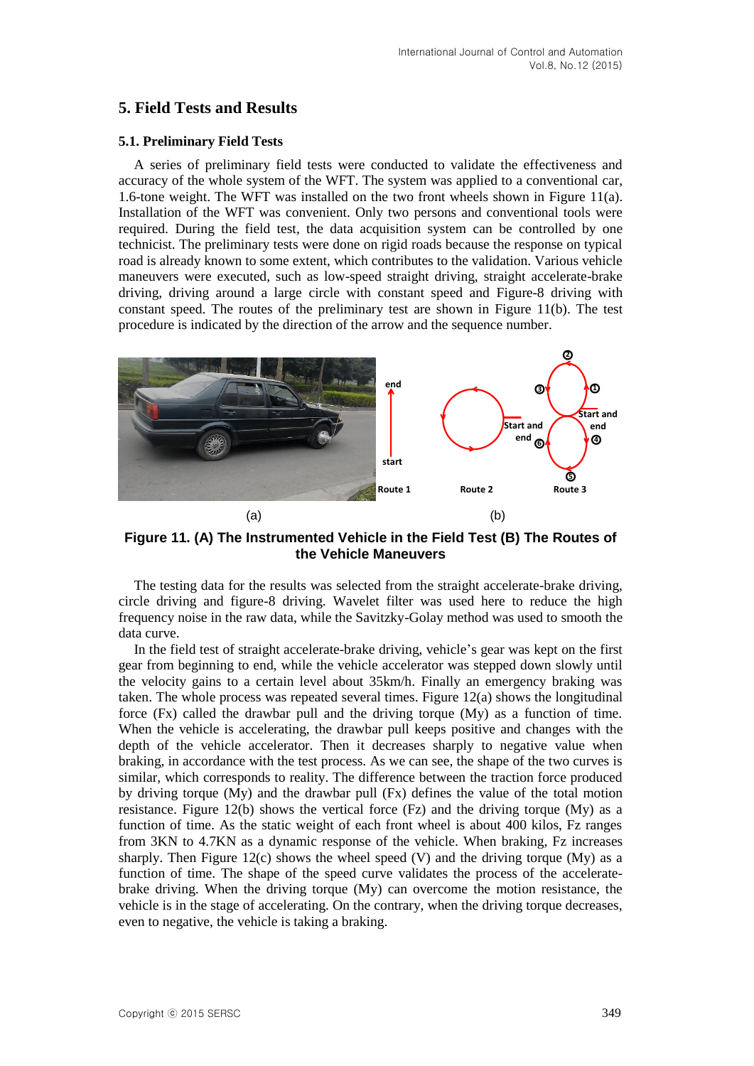## 5. Field Tests and Results

### 5.1. Preliminary Field Tests

A series of preliminary field tests were conducted to validate the effectiveness and accuracy of the whole system of the WFT. The system was applied to a conventional car, 1.6-tone weight. The WFT was installed on the two front wheels shown in Figure 11(a). Installation of the WFT was convenient. Only two persons and conventional tools were required. During the field test, the data acquisition system can be controlled by one technicist. The preliminary tests were done on rigid roads because the response on typical road is already known to some extent, which contributes to the validation. Various vehicle maneuvers were executed, such as low-speed straight driving, straight accelerate-brake driving, driving around a large circle with constant speed and Figure-8 driving with constant speed. The routes of the preliminary test are shown in Figure 11(b). The test procedure is indicated by the direction of the arrow and the sequence number.

**Figure 11. (A) The Instrumented Vehicle in the Field Test (B) The Routes of the Vehicle Maneuvers**

The testing data for the results was selected from the straight accelerate-brake driving, circle driving and figure-8 driving. Wavelet filter was used here to reduce the high frequency noise in the raw data, while the Savitzky-Golay method was used to smooth the data curve.

In the field test of straight accelerate-brake driving, vehicle's gear was kept on the first gear from beginning to end, while the vehicle accelerator was stepped down slowly until the velocity gains to a certain level about 35km/h. Finally an emergency braking was taken. The whole process was repeated several times. Figure 12(a) shows the longitudinal force (Fx) called the drawbar pull and the driving torque (My) as a function of time. When the vehicle is accelerating, the drawbar pull keeps positive and changes with the depth of the vehicle accelerator. Then it decreases sharply to negative value when braking, in accordance with the test process. As we can see, the shape of the two curves is similar, which corresponds to reality. The difference between the traction force produced by driving torque (My) and the drawbar pull (Fx) defines the value of the total motion resistance. Figure 12(b) shows the vertical force (Fz) and the driving torque (My) as a function of time. As the static weight of each front wheel is about 400 kilos, Fz ranges from 3KN to 4.7KN as a dynamic response of the vehicle. When braking, Fz increases sharply. Then Figure 12(c) shows the wheel speed (V) and the driving torque (My) as a function of time. The shape of the speed curve validates the process of the accelerate-brake driving. When the driving torque (My) can overcome the motion resistance, the vehicle is in the stage of accelerating. On the contrary, when the driving torque decreases, even to negative, the vehicle is taking a braking.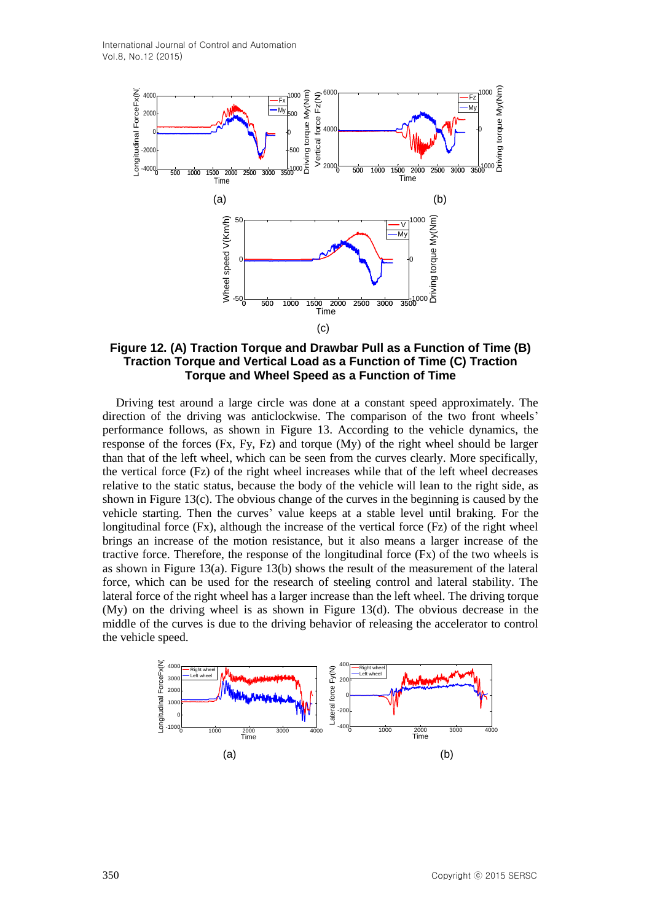**Figure 12. (A) Traction Torque and Drawbar Pull as a Function of Time (B) Traction Torque and Vertical Load as a Function of Time (C) Traction Torque and Wheel Speed as a Function of Time**

Driving test around a large circle was done at a constant speed approximately. The direction of the driving was anticlockwise. The comparison of the two front wheels' performance follows, as shown in Figure 13. According to the vehicle dynamics, the response of the forces (Fx, Fy, Fz) and torque (My) of the right wheel should be larger than that of the left wheel, which can be seen from the curves clearly. More specifically, the vertical force (Fz) of the right wheel increases while that of the left wheel decreases relative to the static status, because the body of the vehicle will lean to the right side, as shown in Figure 13(c). The obvious change of the curves in the beginning is caused by the vehicle starting. Then the curves' value keeps at a stable level until braking. For the longitudinal force (Fx), although the increase of the vertical force (Fz) of the right wheel brings an increase of the motion resistance, but it also means a larger increase of the tractive force. Therefore, the response of the longitudinal force (Fx) of the two wheels is as shown in Figure 13(a). Figure 13(b) shows the result of the measurement of the lateral force, which can be used for the research of steeling control and lateral stability. The lateral force of the right wheel has a larger increase than the left wheel. The driving torque (My) on the driving wheel is as shown in Figure 13(d). The obvious decrease in the middle of the curves is due to the driving behavior of releasing the accelerator to control the vehicle speed.

(a) (b)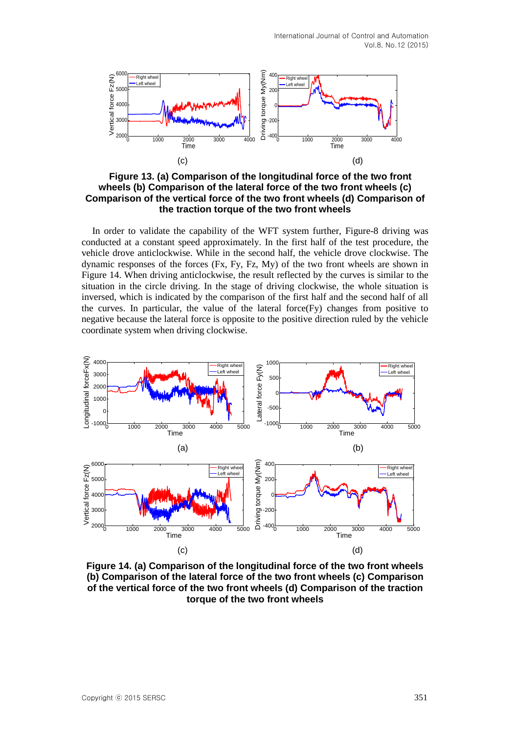(c) (d)

**Figure 13. (a) Comparison of the longitudinal force of the two front wheels (b) Comparison of the lateral force of the two front wheels (c) Comparison of the vertical force of the two front wheels (d) Comparison of the traction torque of the two front wheels**

In order to validate the capability of the WFT system further, Figure-8 driving was conducted at a constant speed approximately. In the first half of the test procedure, the vehicle drove anticlockwise. While in the second half, the vehicle drove clockwise. The dynamic responses of the forces (Fx, Fy, Fz, My) of the two front wheels are shown in Figure 14. When driving anticlockwise, the result reflected by the curves is similar to the situation in the circle driving. In the stage of driving clockwise, the whole situation is inversed, which is indicated by the comparison of the first half and the second half of all the curves. In particular, the value of the lateral force(Fy) changes from positive to negative because the lateral force is opposite to the positive direction ruled by the vehicle coordinate system when driving clockwise.

(a) (b)

(c) (d)

**Figure 14. (a) Comparison of the longitudinal force of the two front wheels (b) Comparison of the lateral force of the two front wheels (c) Comparison of the vertical force of the two front wheels (d) Comparison of the traction torque of the two front wheels**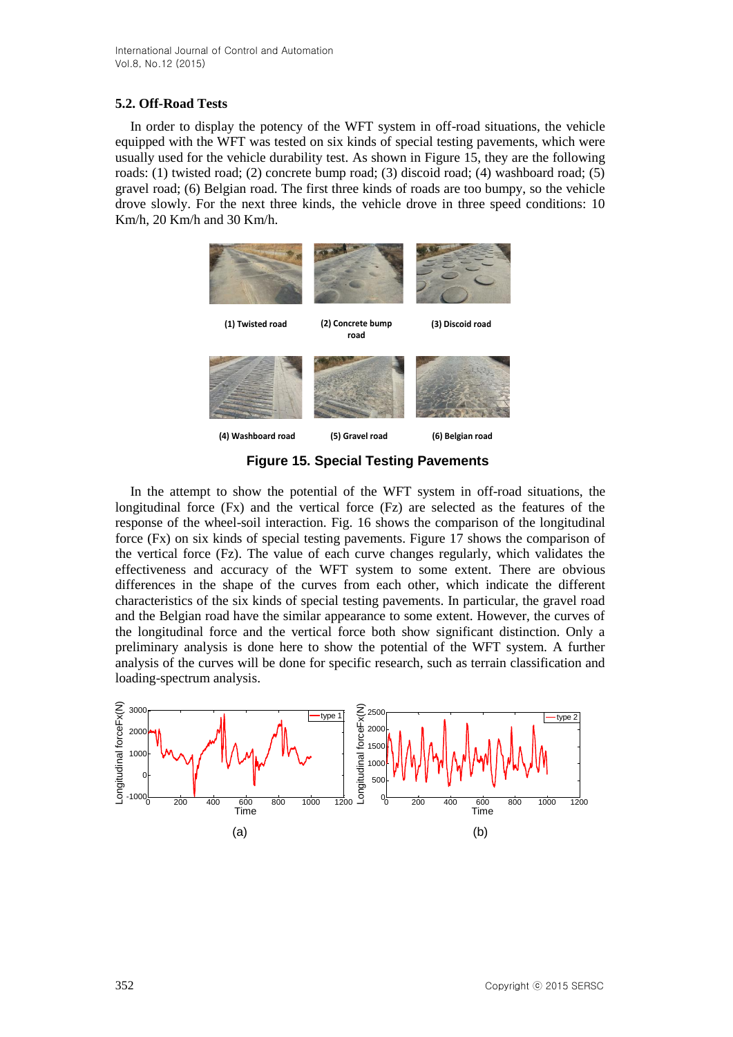### 5.2. Off-Road Tests

In order to display the potency of the WFT system in off-road situations, the vehicle equipped with the WFT was tested on six kinds of special testing pavements, which were usually used for the vehicle durability test. As shown in Figure 15, they are the following roads: (1) twisted road; (2) concrete bump road; (3) discoid road; (4) washboard road; (5) gravel road; (6) Belgian road. The first three kinds of roads are too bumpy, so the vehicle drove slowly. For the next three kinds, the vehicle drove in three speed conditions: 10 Km/h, 20 Km/h and 30 Km/h.

(1) Twisted road (2) Concrete bump road (3) Discoid road

(4) Washboard road (5) Gravel road (6) Belgian road

**Figure 15. Special Testing Pavements**

In the attempt to show the potential of the WFT system in off-road situations, the longitudinal force (Fx) and the vertical force (Fz) are selected as the features of the response of the wheel-soil interaction. Fig. 16 shows the comparison of the longitudinal force (Fx) on six kinds of special testing pavements. Figure 17 shows the comparison of the vertical force (Fz). The value of each curve changes regularly, which validates the effectiveness and accuracy of the WFT system to some extent. There are obvious differences in the shape of the curves from each other, which indicate the different characteristics of the six kinds of special testing pavements. In particular, the gravel road and the Belgian road have the similar appearance to some extent. However, the curves of the longitudinal force and the vertical force both show significant distinction. Only a preliminary analysis is done here to show the potential of the WFT system. A further analysis of the curves will be done for specific research, such as terrain classification and loading-spectrum analysis.

(a) (b)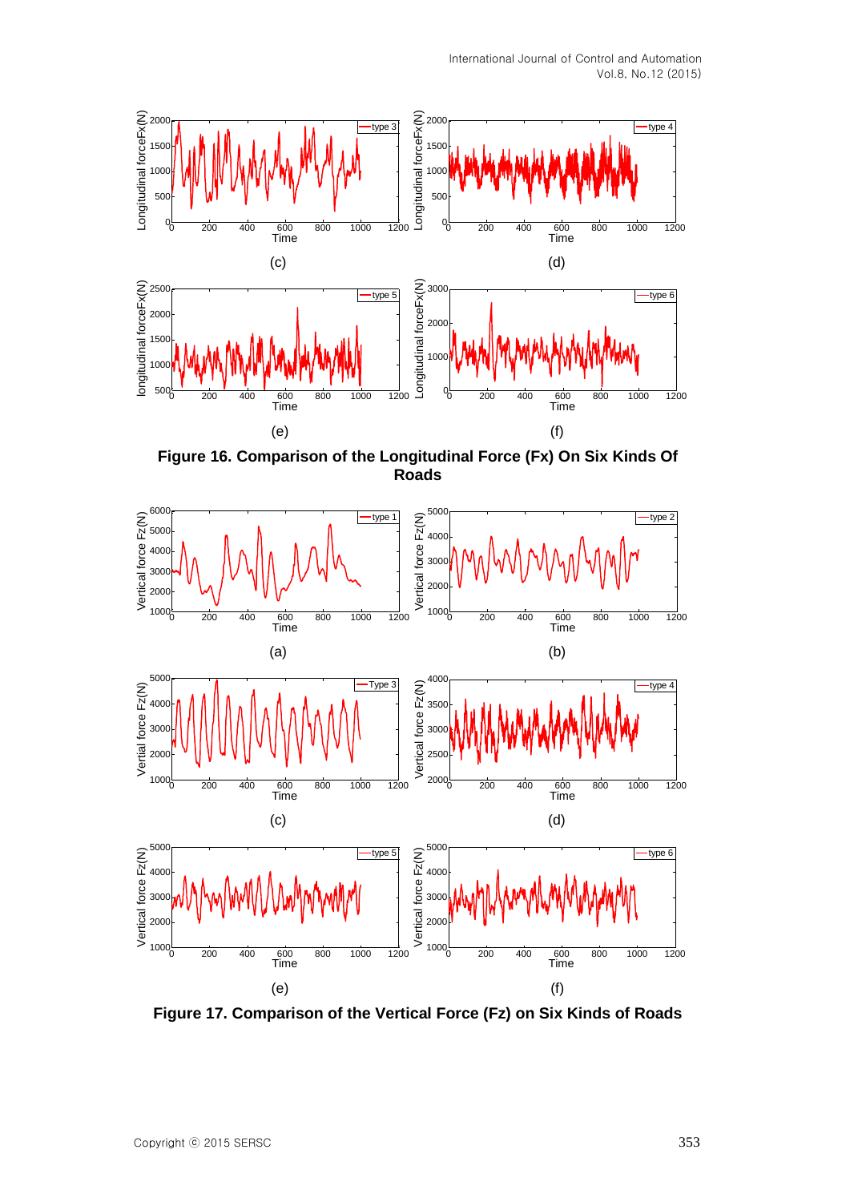(c)

(d)

(e)

(f)

**Figure 16. Comparison of the Longitudinal Force (Fx) On Six Kinds Of Roads**

(a)

(b)

(c)

(d)

(e)

(f)

**Figure 17. Comparison of the Vertical Force (Fz) on Six Kinds of Roads**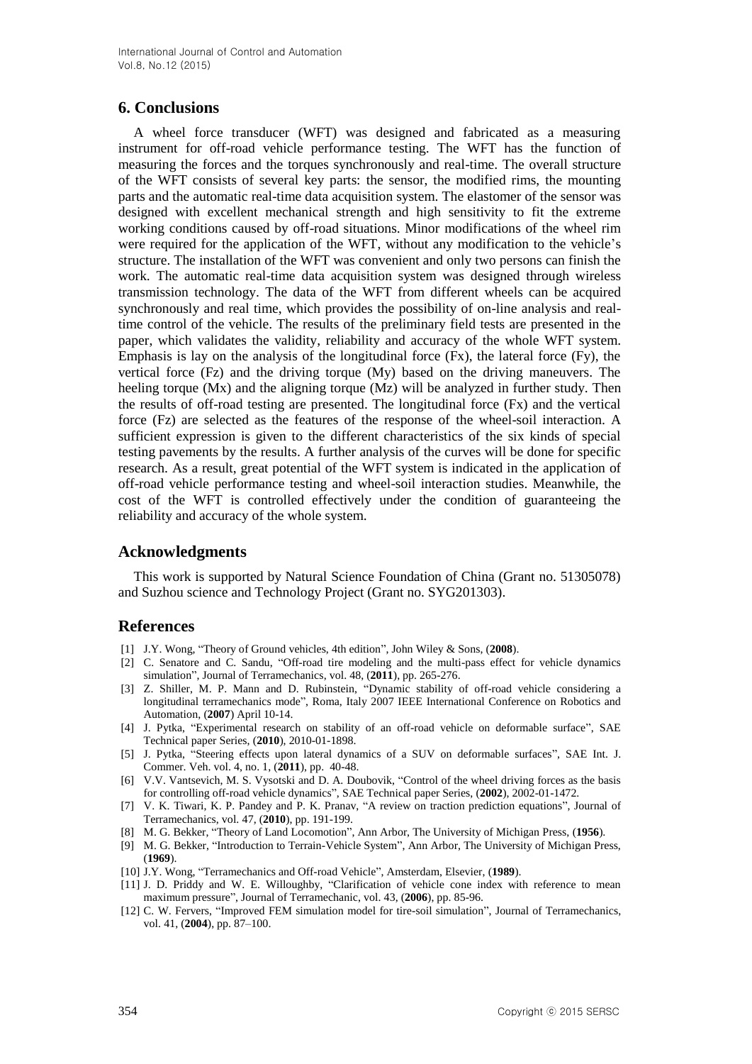## 6. Conclusions

A wheel force transducer (WFT) was designed and fabricated as a measuring instrument for off-road vehicle performance testing. The WFT has the function of measuring the forces and the torques synchronously and real-time. The overall structure of the WFT consists of several key parts: the sensor, the modified rims, the mounting parts and the automatic real-time data acquisition system. The elastomer of the sensor was designed with excellent mechanical strength and high sensitivity to fit the extreme working conditions caused by off-road situations. Minor modifications of the wheel rim were required for the application of the WFT, without any modification to the vehicle's structure. The installation of the WFT was convenient and only two persons can finish the work. The automatic real-time data acquisition system was designed through wireless transmission technology. The data of the WFT from different wheels can be acquired synchronously and real time, which provides the possibility of on-line analysis and real-time control of the vehicle. The results of the preliminary field tests are presented in the paper, which validates the validity, reliability and accuracy of the whole WFT system. Emphasis is lay on the analysis of the longitudinal force (Fx), the lateral force (Fy), the vertical force (Fz) and the driving torque (My) based on the driving maneuvers. The heeling torque (Mx) and the aligning torque (Mz) will be analyzed in further study. Then the results of off-road testing are presented. The longitudinal force (Fx) and the vertical force (Fz) are selected as the features of the response of the wheel-soil interaction. A sufficient expression is given to the different characteristics of the six kinds of special testing pavements by the results. A further analysis of the curves will be done for specific research. As a result, great potential of the WFT system is indicated in the application of off-road vehicle performance testing and wheel-soil interaction studies. Meanwhile, the cost of the WFT is controlled effectively under the condition of guaranteeing the reliability and accuracy of the whole system.

## Acknowledgments

This work is supported by Natural Science Foundation of China (Grant no. 51305078) and Suzhou science and Technology Project (Grant no. SYG201303).

## References

[1] J.Y. Wong, "Theory of Ground vehicles, 4th edition", John Wiley & Sons, (**2008**).

[2] C. Senatore and C. Sandu, "Off-road tire modeling and the multi-pass effect for vehicle dynamics simulation", Journal of Terramechanics, vol. 48, (**2011**), pp. 265-276.

[3] Z. Shiller, M. P. Mann and D. Rubinstein, "Dynamic stability of off-road vehicle considering a longitudinal terramechanics mode", Roma, Italy 2007 IEEE International Conference on Robotics and Automation, (**2007**) April 10-14.

[4] J. Pytka, "Experimental research on stability of an off-road vehicle on deformable surface", SAE Technical paper Series, (**2010**), 2010-01-1898.

[5] J. Pytka, "Steering effects upon lateral dynamics of a SUV on deformable surfaces", SAE Int. J. Commer. Veh. vol. 4, no. 1, (**2011**), pp. 40-48.

[6] V.V. Vantsevich, M. S. Vysotski and D. A. Doubovik, "Control of the wheel driving forces as the basis for controlling off-road vehicle dynamics", SAE Technical paper Series, (**2002**), 2002-01-1472.

[7] V. K. Tiwari, K. P. Pandey and P. K. Pranav, "A review on traction prediction equations", Journal of Terramechanics, vol. 47, (**2010**), pp. 191-199.

[8] M. G. Bekker, "Theory of Land Locomotion", Ann Arbor, The University of Michigan Press, (**1956**).

[9] M. G. Bekker, "Introduction to Terrain-Vehicle System", Ann Arbor, The University of Michigan Press, (**1969**).

[10] J.Y. Wong, "Terramechanics and Off-road Vehicle", Amsterdam, Elsevier, (**1989**).

[11] J. D. Priddy and W. E. Willoughby, "Clarification of vehicle cone index with reference to mean maximum pressure", Journal of Terramechanic, vol. 43, (**2006**), pp. 85-96.

[12] C. W. Fervers, "Improved FEM simulation model for tire-soil simulation", Journal of Terramechanics, vol. 41, (**2004**), pp. 87–100.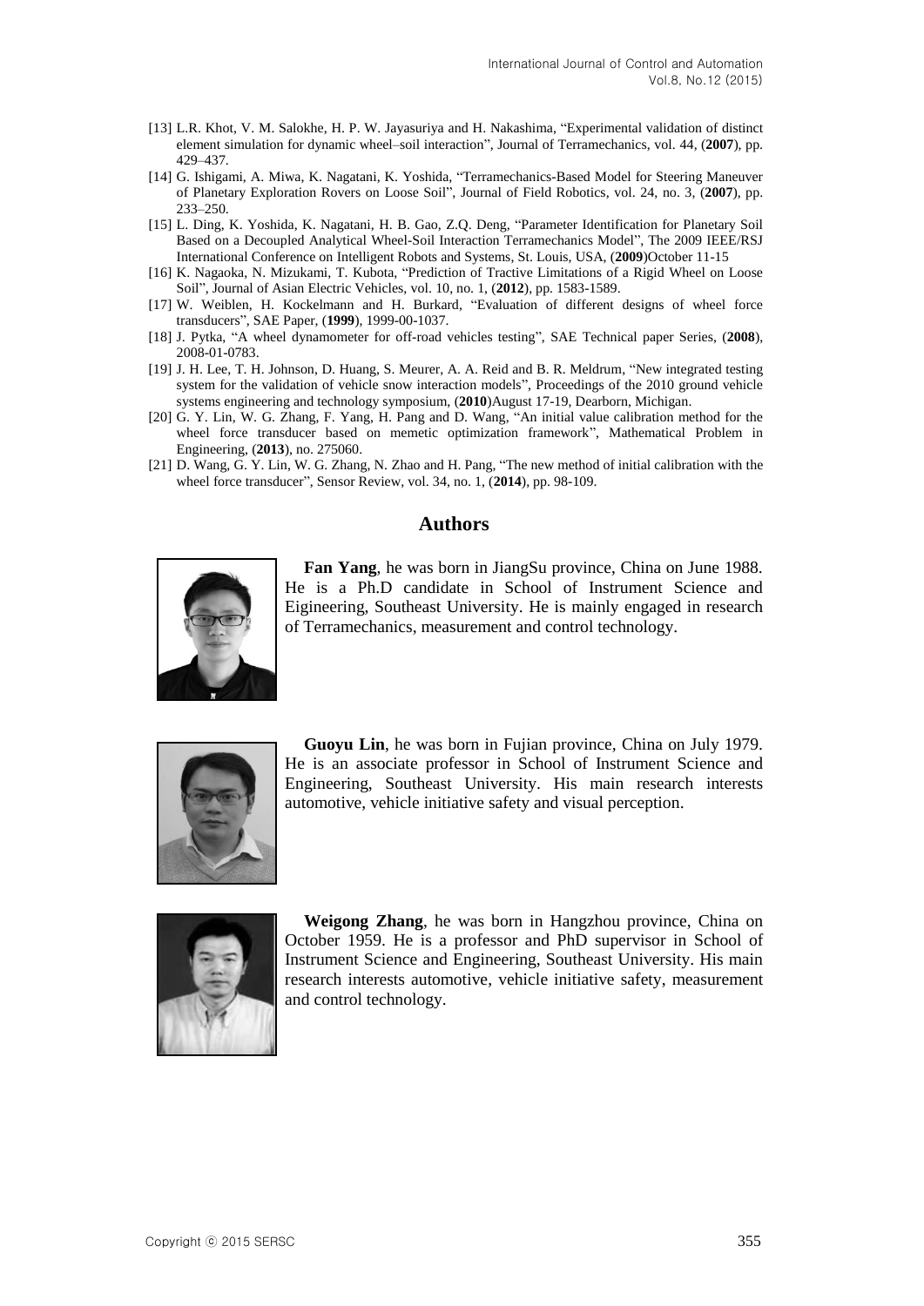[13] L.R. Khot, V. M. Salokhe, H. P. W. Jayasuriya and H. Nakashima, "Experimental validation of distinct element simulation for dynamic wheel–soil interaction", Journal of Terramechanics, vol. 44, (**2007**), pp. 429–437.

[14] G. Ishigami, A. Miwa, K. Nagatani, K. Yoshida, "Terramechanics-Based Model for Steering Maneuver of Planetary Exploration Rovers on Loose Soil", Journal of Field Robotics, vol. 24, no. 3, (**2007**), pp. 233–250.

[15] L. Ding, K. Yoshida, K. Nagatani, H. B. Gao, Z.Q. Deng, "Parameter Identification for Planetary Soil Based on a Decoupled Analytical Wheel-Soil Interaction Terramechanics Model", The 2009 IEEE/RSJ International Conference on Intelligent Robots and Systems, St. Louis, USA, (**2009**)October 11-15

[16] K. Nagaoka, N. Mizukami, T. Kubota, "Prediction of Tractive Limitations of a Rigid Wheel on Loose Soil", Journal of Asian Electric Vehicles, vol. 10, no. 1, (**2012**), pp. 1583-1589.

[17] W. Weiblen, H. Kockelmann and H. Burkard, "Evaluation of different designs of wheel force transducers", SAE Paper, (**1999**), 1999-00-1037.

[18] J. Pytka, "A wheel dynamometer for off-road vehicles testing", SAE Technical paper Series, (**2008**), 2008-01-0783.

[19] J. H. Lee, T. H. Johnson, D. Huang, S. Meurer, A. A. Reid and B. R. Meldrum, "New integrated testing system for the validation of vehicle snow interaction models", Proceedings of the 2010 ground vehicle systems engineering and technology symposium, (**2010**)August 17-19, Dearborn, Michigan.

[20] G. Y. Lin, W. G. Zhang, F. Yang, H. Pang and D. Wang, "An initial value calibration method for the wheel force transducer based on memetic optimization framework", Mathematical Problem in Engineering, (**2013**), no. 275060.

[21] D. Wang, G. Y. Lin, W. G. Zhang, N. Zhao and H. Pang, "The new method of initial calibration with the wheel force transducer", Sensor Review, vol. 34, no. 1, (**2014**), pp. 98-109.

## Authors

**Fan Yang**, he was born in JiangSu province, China on June 1988. He is a Ph.D candidate in School of Instrument Science and Eigineering, Southeast University. He is mainly engaged in research of Terramechanics, measurement and control technology.

**Guoyu Lin**, he was born in Fujian province, China on July 1979. He is an associate professor in School of Instrument Science and Engineering, Southeast University. His main research interests automotive, vehicle initiative safety and visual perception.

**Weigong Zhang**, he was born in Hangzhou province, China on October 1959. He is a professor and PhD supervisor in School of Instrument Science and Engineering, Southeast University. His main research interests automotive, vehicle initiative safety, measurement and control technology.